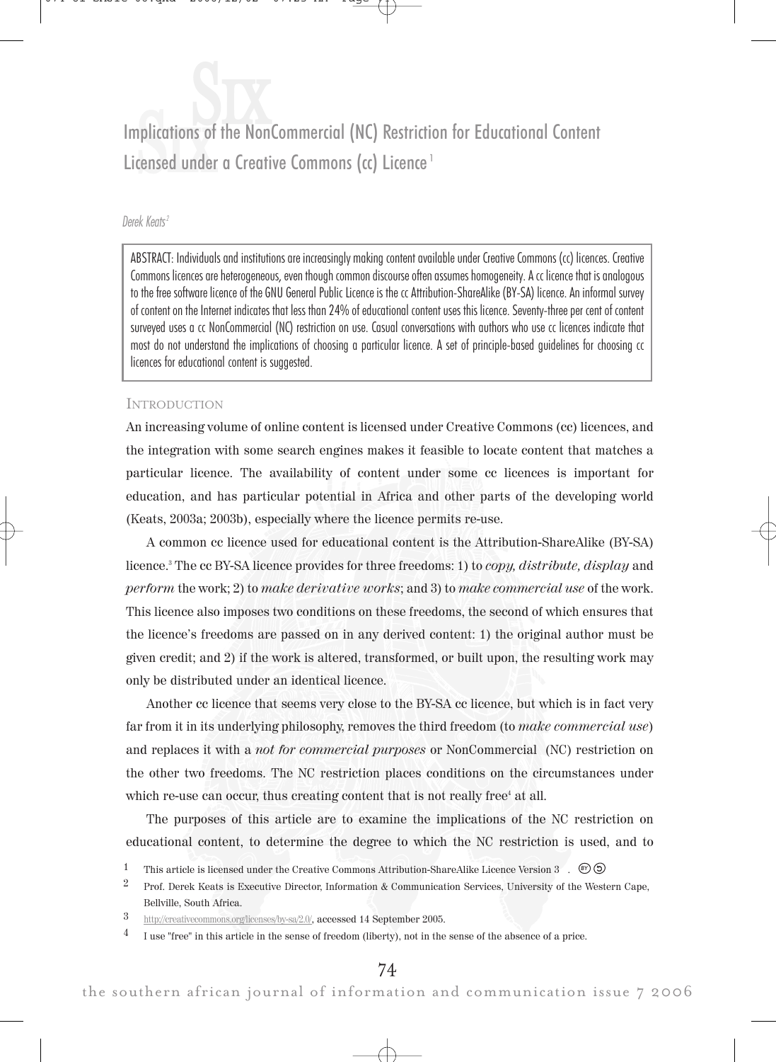# Implications of the NonCommercial (NC) Restriction for Educational Content Licensed under a Creative Commons (cc) Licence[1]

*Derek Keats*[2]

ABSTRACT: Individuals and institutions are increasingly making content available under Creative Commons (cc) licences. Creative Commons licences are heterogeneous, even though common discourse often assumes homogeneity. A cc licence that is analogous to the free software licence of the GNU General Public Licence is the cc Attribution-ShareAlike (BY-SA) licence. An informal survey of content on the Internet indicates that less than 24% of educational content uses this licence. Seventy-three per cent of content surveyed uses a cc NonCommercial (NC) restriction on use. Casual conversations with authors who use cc licences indicate that most do not understand the implications of choosing a particular licence. A set of principle-based guidelines for choosing cc licences for educational content is suggested.

## Introduction

An increasing volume of online content is licensed under Creative Commons (cc) licences, and the integration with some search engines makes it feasible to locate content that matches a particular licence. The availability of content under some cc licences is important for education, and has particular potential in Africa and other parts of the developing world (Keats, 2003a; 2003b), especially where the licence permits re-use.

A common cc licence used for educational content is the Attribution-ShareAlike (BY-SA) licence.[3] The cc BY-SA licence provides for three freedoms: 1) to *copy, distribute, display* and *perform* the work; 2) to *make derivative works*; and 3) to *make commercial use* of the work. This licence also imposes two conditions on these freedoms, the second of which ensures that the licence's freedoms are passed on in any derived content: 1) the original author must be given credit; and 2) if the work is altered, transformed, or built upon, the resulting work may only be distributed under an identical licence.

Another cc licence that seems very close to the BY-SA cc licence, but which is in fact very far from it in its underlying philosophy, removes the third freedom (to *make commercial use*) and replaces it with a *not for commercial purposes* or NonCommercial (NC) restriction on the other two freedoms. The NC restriction places conditions on the circumstances under which re-use can occur, thus creating content that is not really free[4] at all.

The purposes of this article are to examine the implications of the NC restriction on educational content, to determine the degree to which the NC restriction is used, and to

---

1 This article is licensed under the Creative Commons Attribution-ShareAlike Licence Version 3 .

2 Prof. Derek Keats is Executive Director, Information & Communication Services, University of the Western Cape, Bellville, South Africa.

3 http://creativecommons.org/licenses/by-sa/2.0/, accessed 14 September 2005.

4 I use "free" in this article in the sense of freedom (liberty), not in the sense of the absence of a price.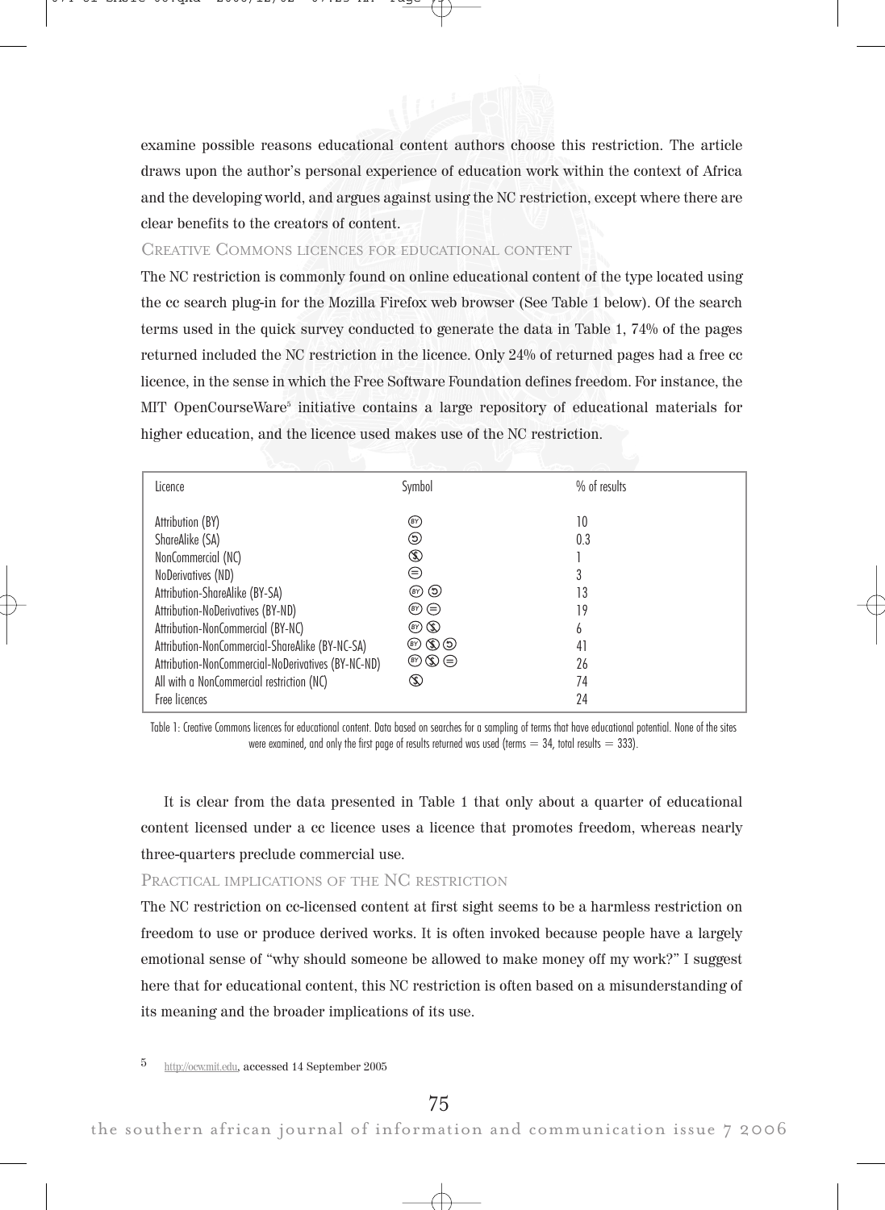examine possible reasons educational content authors choose this restriction. The article draws upon the author's personal experience of education work within the context of Africa and the developing world, and argues against using the NC restriction, except where there are clear benefits to the creators of content.

## Creative Commons licences for educational content

The NC restriction is commonly found on online educational content of the type located using the cc search plug-in for the Mozilla Firefox web browser (See Table 1 below). Of the search terms used in the quick survey conducted to generate the data in Table 1, 74% of the pages returned included the NC restriction in the licence. Only 24% of returned pages had a free cc licence, in the sense in which the Free Software Foundation defines freedom. For instance, the MIT OpenCourseWare[5] initiative contains a large repository of educational materials for higher education, and the licence used makes use of the NC restriction.

| Licence | Symbol | % of results |
|---|---|---|
| Attribution (BY) | (BY) | 10 |
| ShareAlike (SA) | (SA) | 0.3 |
| NonCommercial (NC) | (NC) | 1 |
| NoDerivatives (ND) | (ND) | 3 |
| Attribution-ShareAlike (BY-SA) | (BY) (SA) | 13 |
| Attribution-NoDerivatives (BY-ND) | (BY) (ND) | 19 |
| Attribution-NonCommercial (BY-NC) | (BY) (NC) | 6 |
| Attribution-NonCommercial-ShareAlike (BY-NC-SA) | (BY) (NC) (SA) | 41 |
| Attribution-NonCommercial-NoDerivatives (BY-NC-ND) | (BY) (NC) (ND) | 26 |
| All with a NonCommercial restriction (NC) | (NC) | 74 |
| Free licences | | 24 |

Table 1: Creative Commons licences for educational content. Data based on searches for a sampling of terms that have educational potential. None of the sites were examined, and only the first page of results returned was used (terms = 34, total results = 333).

It is clear from the data presented in Table 1 that only about a quarter of educational content licensed under a cc licence uses a licence that promotes freedom, whereas nearly three-quarters preclude commercial use.

## Practical implications of the NC restriction

The NC restriction on cc-licensed content at first sight seems to be a harmless restriction on freedom to use or produce derived works. It is often invoked because people have a largely emotional sense of "why should someone be allowed to make money off my work?" I suggest here that for educational content, this NC restriction is often based on a misunderstanding of its meaning and the broader implications of its use.

[5] http://ocw.mit.edu, accessed 14 September 2005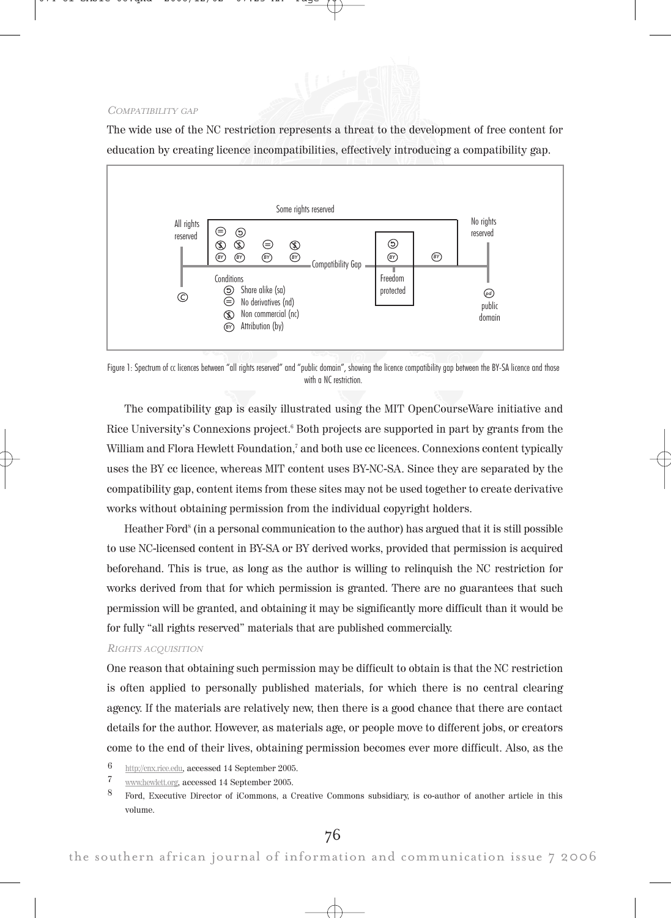### Compatibility gap

The wide use of the NC restriction represents a threat to the development of free content for education by creating licence incompatibilities, effectively introducing a compatibility gap.

Figure 1: Spectrum of cc licences between "all rights reserved" and "public domain", showing the licence compatibility gap between the BY-SA licence and those with a NC restriction.

The compatibility gap is easily illustrated using the MIT OpenCourseWare initiative and Rice University's Connexions project.[6] Both projects are supported in part by grants from the William and Flora Hewlett Foundation,[7] and both use cc licences. Connexions content typically uses the BY cc licence, whereas MIT content uses BY-NC-SA. Since they are separated by the compatibility gap, content items from these sites may not be used together to create derivative works without obtaining permission from the individual copyright holders.

Heather Ford[8] (in a personal communication to the author) has argued that it is still possible to use NC-licensed content in BY-SA or BY derived works, provided that permission is acquired beforehand. This is true, as long as the author is willing to relinquish the NC restriction for works derived from that for which permission is granted. There are no guarantees that such permission will be granted, and obtaining it may be significantly more difficult than it would be for fully "all rights reserved" materials that are published commercially.

### Rights acquisition

One reason that obtaining such permission may be difficult to obtain is that the NC restriction is often applied to personally published materials, for which there is no central clearing agency. If the materials are relatively new, then there is a good chance that there are contact details for the author. However, as materials age, or people move to different jobs, or creators come to the end of their lives, obtaining permission becomes ever more difficult. Also, as the

6 http://cnx.rice.edu, accessed 14 September 2005.

7 www.hewlett.org, accessed 14 September 2005.

8 Ford, Executive Director of iCommons, a Creative Commons subsidiary, is co-author of another article in this volume.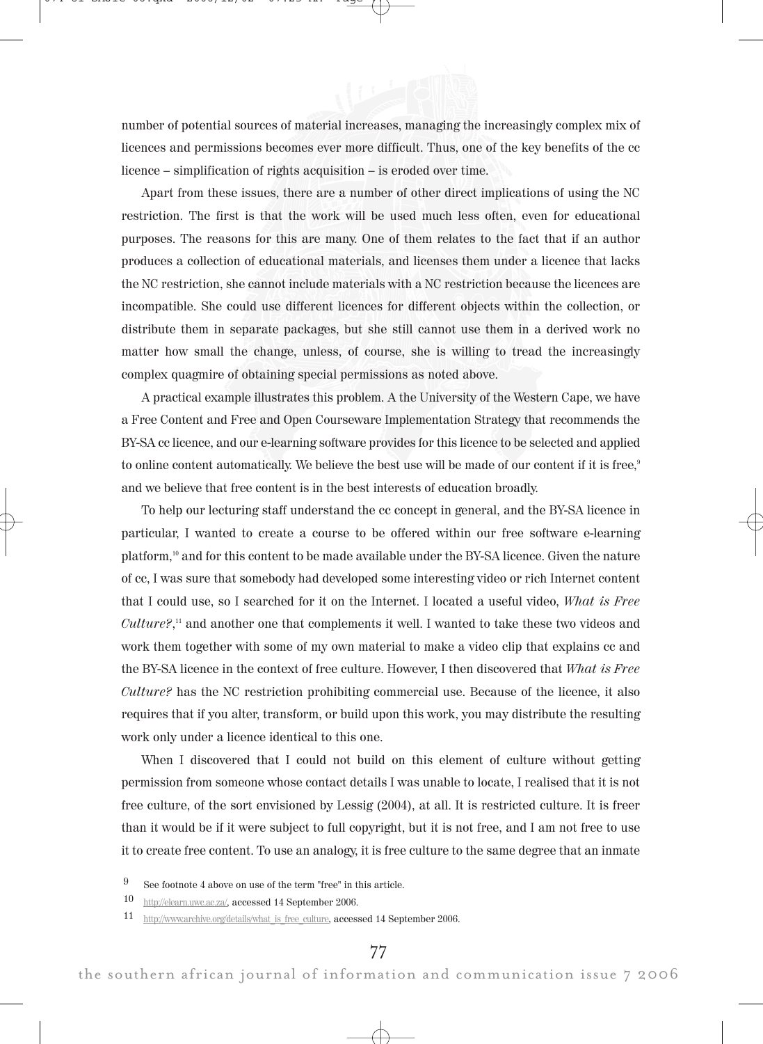number of potential sources of material increases, managing the increasingly complex mix of licences and permissions becomes ever more difficult. Thus, one of the key benefits of the cc licence – simplification of rights acquisition – is eroded over time.

Apart from these issues, there are a number of other direct implications of using the NC restriction. The first is that the work will be used much less often, even for educational purposes. The reasons for this are many. One of them relates to the fact that if an author produces a collection of educational materials, and licenses them under a licence that lacks the NC restriction, she cannot include materials with a NC restriction because the licences are incompatible. She could use different licences for different objects within the collection, or distribute them in separate packages, but she still cannot use them in a derived work no matter how small the change, unless, of course, she is willing to tread the increasingly complex quagmire of obtaining special permissions as noted above.

A practical example illustrates this problem. A the University of the Western Cape, we have a Free Content and Free and Open Courseware Implementation Strategy that recommends the BY-SA cc licence, and our e-learning software provides for this licence to be selected and applied to online content automatically. We believe the best use will be made of our content if it is free,[9] and we believe that free content is in the best interests of education broadly.

To help our lecturing staff understand the cc concept in general, and the BY-SA licence in particular, I wanted to create a course to be offered within our free software e-learning platform,[10] and for this content to be made available under the BY-SA licence. Given the nature of cc, I was sure that somebody had developed some interesting video or rich Internet content that I could use, so I searched for it on the Internet. I located a useful video, *What is Free Culture?*,[11] and another one that complements it well. I wanted to take these two videos and work them together with some of my own material to make a video clip that explains cc and the BY-SA licence in the context of free culture. However, I then discovered that *What is Free Culture?* has the NC restriction prohibiting commercial use. Because of the licence, it also requires that if you alter, transform, or build upon this work, you may distribute the resulting work only under a licence identical to this one.

When I discovered that I could not build on this element of culture without getting permission from someone whose contact details I was unable to locate, I realised that it is not free culture, of the sort envisioned by Lessig (2004), at all. It is restricted culture. It is freer than it would be if it were subject to full copyright, but it is not free, and I am not free to use it to create free content. To use an analogy, it is free culture to the same degree that an inmate

9 See footnote 4 above on use of the term "free" in this article.

10 http://elearn.uwc.ac.za/, accessed 14 September 2006.

11 http://www.archive.org/details/what_is_free_culture, accessed 14 September 2006.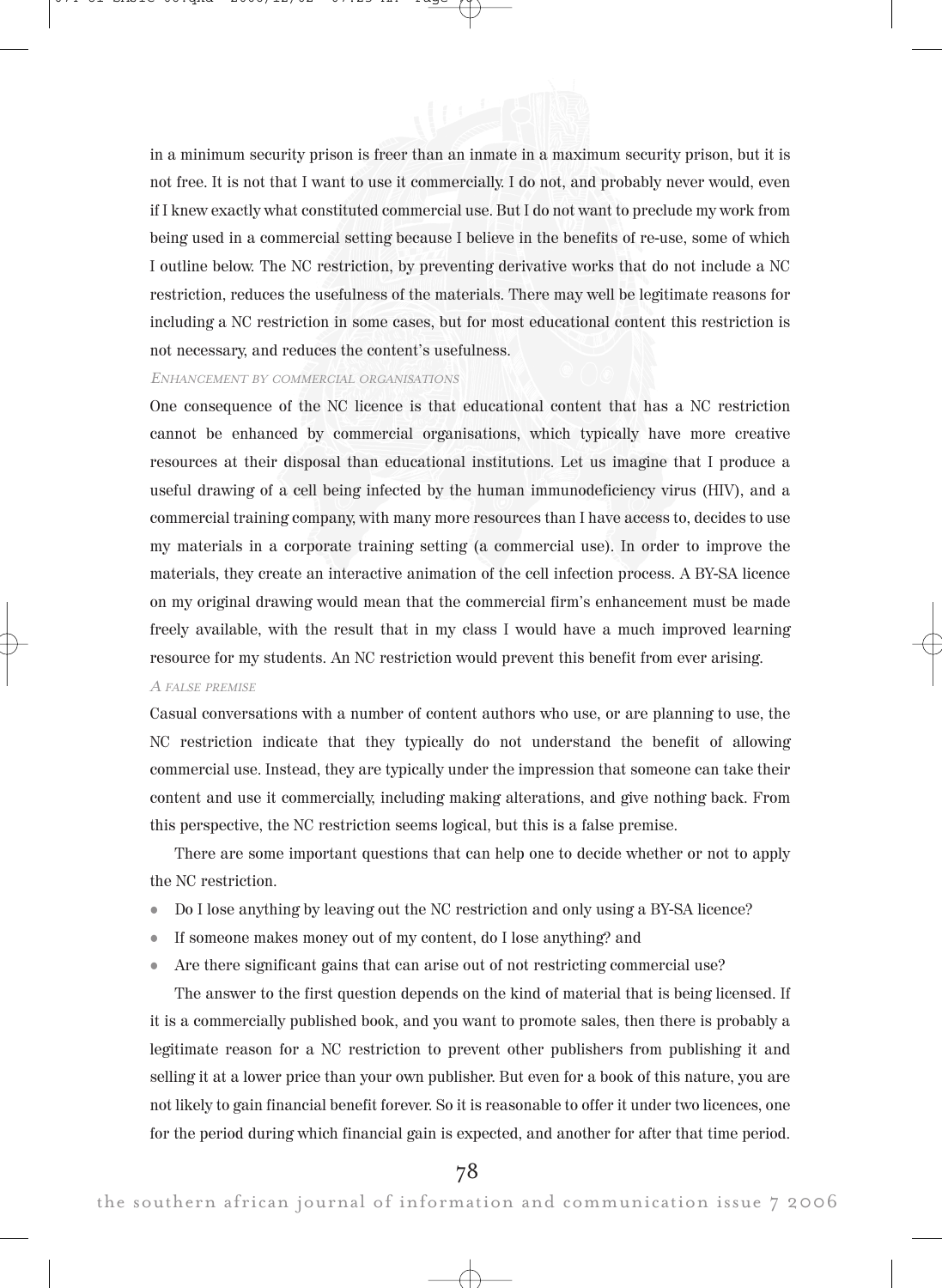in a minimum security prison is freer than an inmate in a maximum security prison, but it is not free. It is not that I want to use it commercially. I do not, and probably never would, even if I knew exactly what constituted commercial use. But I do not want to preclude my work from being used in a commercial setting because I believe in the benefits of re-use, some of which I outline below. The NC restriction, by preventing derivative works that do not include a NC restriction, reduces the usefulness of the materials. There may well be legitimate reasons for including a NC restriction in some cases, but for most educational content this restriction is not necessary, and reduces the content's usefulness.

### *Enhancement by commercial organisations*

One consequence of the NC licence is that educational content that has a NC restriction cannot be enhanced by commercial organisations, which typically have more creative resources at their disposal than educational institutions. Let us imagine that I produce a useful drawing of a cell being infected by the human immunodeficiency virus (HIV), and a commercial training company, with many more resources than I have access to, decides to use my materials in a corporate training setting (a commercial use). In order to improve the materials, they create an interactive animation of the cell infection process. A BY-SA licence on my original drawing would mean that the commercial firm's enhancement must be made freely available, with the result that in my class I would have a much improved learning resource for my students. An NC restriction would prevent this benefit from ever arising.

### *A false premise*

Casual conversations with a number of content authors who use, or are planning to use, the NC restriction indicate that they typically do not understand the benefit of allowing commercial use. Instead, they are typically under the impression that someone can take their content and use it commercially, including making alterations, and give nothing back. From this perspective, the NC restriction seems logical, but this is a false premise.

There are some important questions that can help one to decide whether or not to apply the NC restriction.

- Do I lose anything by leaving out the NC restriction and only using a BY-SA licence?
- If someone makes money out of my content, do I lose anything? and
- Are there significant gains that can arise out of not restricting commercial use?

The answer to the first question depends on the kind of material that is being licensed. If it is a commercially published book, and you want to promote sales, then there is probably a legitimate reason for a NC restriction to prevent other publishers from publishing it and selling it at a lower price than your own publisher. But even for a book of this nature, you are not likely to gain financial benefit forever. So it is reasonable to offer it under two licences, one for the period during which financial gain is expected, and another for after that time period.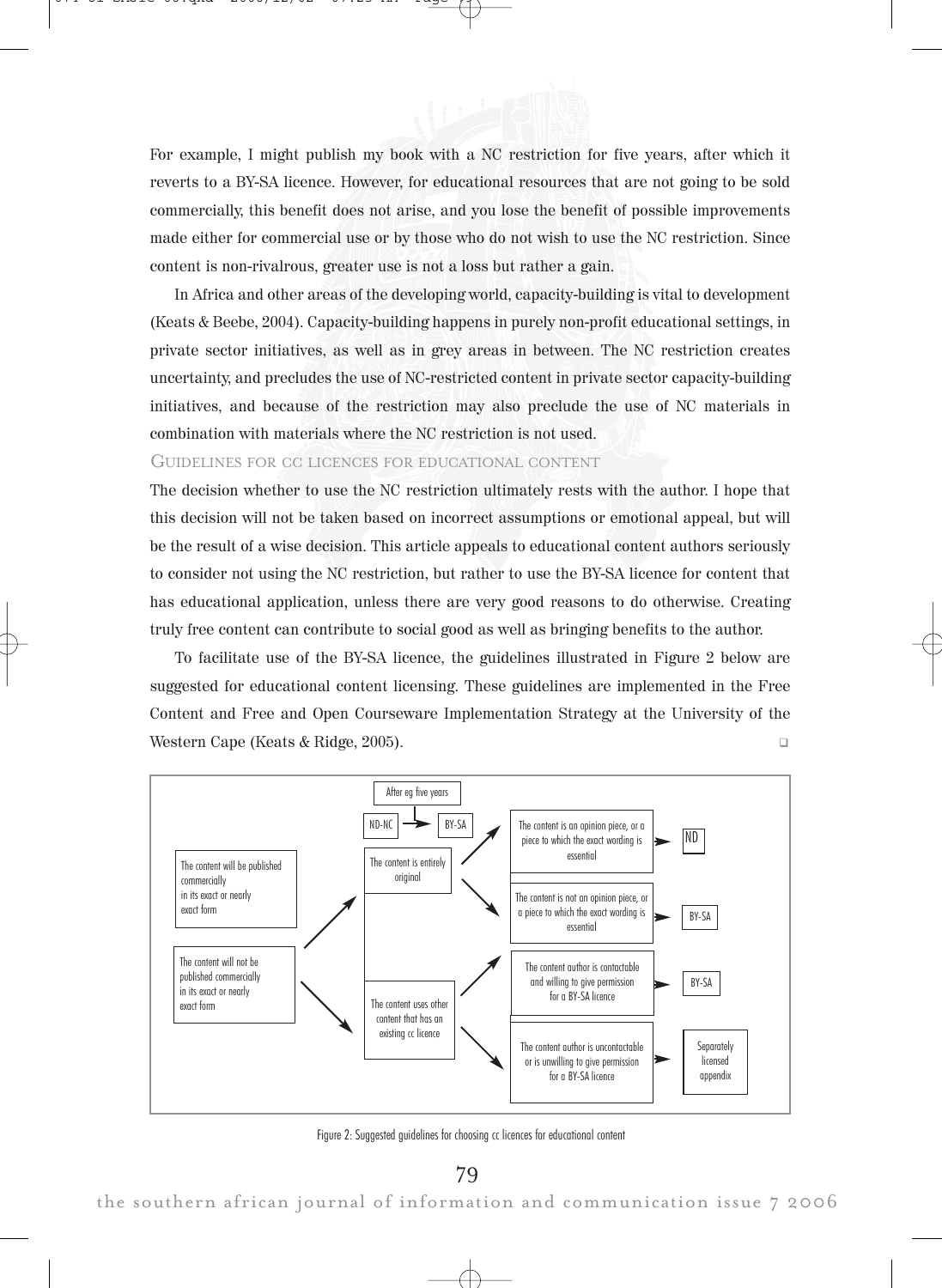For example, I might publish my book with a NC restriction for five years, after which it reverts to a BY-SA licence. However, for educational resources that are not going to be sold commercially, this benefit does not arise, and you lose the benefit of possible improvements made either for commercial use or by those who do not wish to use the NC restriction. Since content is non-rivalrous, greater use is not a loss but rather a gain.

In Africa and other areas of the developing world, capacity-building is vital to development (Keats & Beebe, 2004). Capacity-building happens in purely non-profit educational settings, in private sector initiatives, as well as in grey areas in between. The NC restriction creates uncertainty, and precludes the use of NC-restricted content in private sector capacity-building initiatives, and because of the restriction may also preclude the use of NC materials in combination with materials where the NC restriction is not used.

## Guidelines for cc licences for educational content

The decision whether to use the NC restriction ultimately rests with the author. I hope that this decision will not be taken based on incorrect assumptions or emotional appeal, but will be the result of a wise decision. This article appeals to educational content authors seriously to consider not using the NC restriction, but rather to use the BY-SA licence for content that has educational application, unless there are very good reasons to do otherwise. Creating truly free content can contribute to social good as well as bringing benefits to the author.

To facilitate use of the BY-SA licence, the guidelines illustrated in Figure 2 below are suggested for educational content licensing. These guidelines are implemented in the Free Content and Free and Open Courseware Implementation Strategy at the University of the Western Cape (Keats & Ridge, 2005).

The content will be published commercially in its exact or nearly exact form → The content is entirely original → ND-NC → (After eg five years) → BY-SA

The content will not be published commercially in its exact or nearly exact form → The content is entirely original → The content is an opinion piece, or a piece to which the exact wording is essential → ND

The content will not be published commercially in its exact or nearly exact form → The content is entirely original → The content is not an opinion piece, or a piece to which the exact wording is essential → BY-SA

The content will not be published commercially in its exact or nearly exact form → The content uses other content that has an existing cc licence → The content author is contactable and willing to give permission for a BY-SA licence → BY-SA

The content will not be published commercially in its exact or nearly exact form → The content uses other content that has an existing cc licence → The content author is uncontactable or is unwilling to give permission for a BY-SA licence → Separately licensed appendix

Figure 2: Suggested guidelines for choosing cc licences for educational content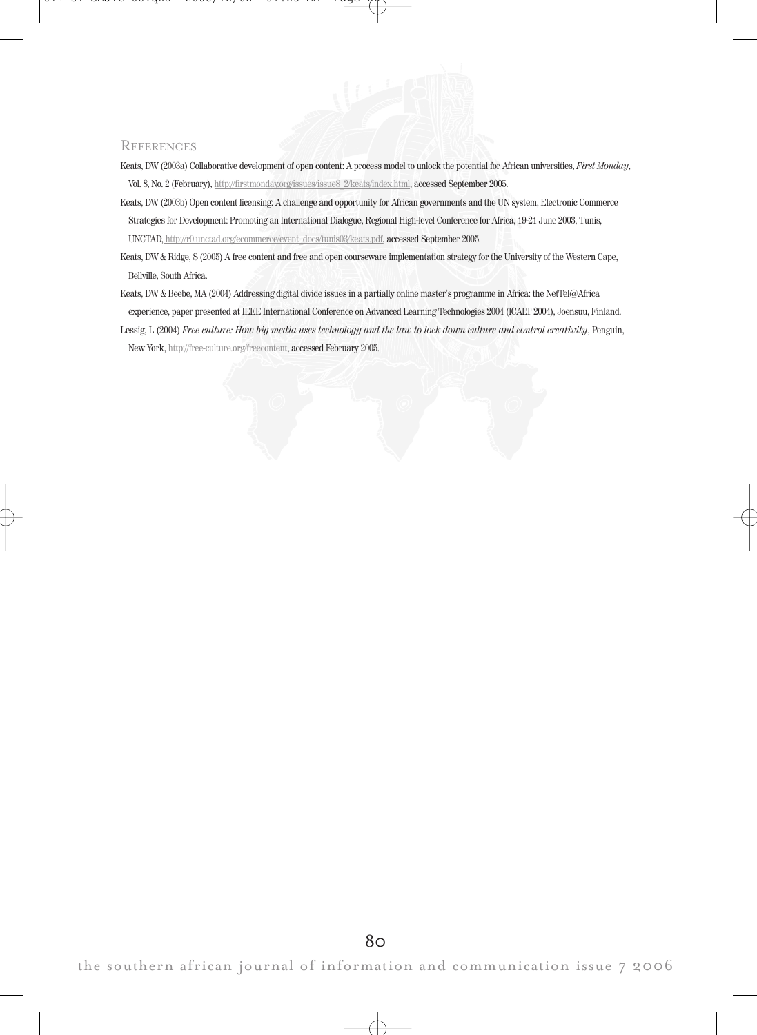## References

Keats, DW (2003a) Collaborative development of open content: A process model to unlock the potential for African universities, *First Monday*, Vol. 8, No. 2 (February), http://firstmonday.org/issues/issue8_2/keats/index.html, accessed September 2005.

Keats, DW (2003b) Open content licensing: A challenge and opportunity for African governments and the UN system, Electronic Commerce Strategies for Development: Promoting an International Dialogue, Regional High-level Conference for Africa, 19-21 June 2003, Tunis, UNCTAD, http://r0.unctad.org/ecommerce/event_docs/tunis03/keats.pdf, accessed September 2005.

Keats, DW & Ridge, S (2005) A free content and free and open courseware implementation strategy for the University of the Western Cape, Bellville, South Africa.

Keats, DW & Beebe, MA (2004) Addressing digital divide issues in a partially online master's programme in Africa: the NetTel@Africa experience, paper presented at IEEE International Conference on Advanced Learning Technologies 2004 (ICALT 2004), Joensuu, Finland.

Lessig, L (2004) *Free culture: How big media uses technology and the law to lock down culture and control creativity*, Penguin, New York, http://free-culture.org/freecontent, accessed February 2005.